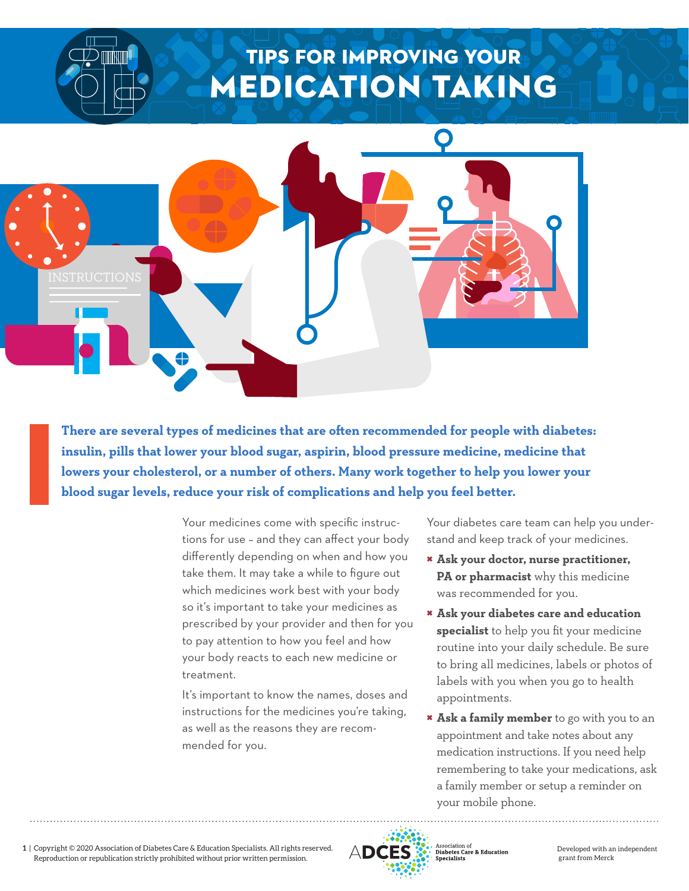# TIPS FOR IMPROVING YOUR MEDICATION TAKING

**There are several types of medicines that are often recommended for people with diabetes: insulin, pills that lower your blood sugar, aspirin, blood pressure medicine, medicine that lowers your cholesterol, or a number of others. Many work together to help you lower your blood sugar levels, reduce your risk of complications and help you feel better.**

Your medicines come with specific instructions for use – and they can affect your body differently depending on when and how you take them. It may take a while to figure out which medicines work best with your body so it's important to take your medicines as prescribed by your provider and then for you to pay attention to how you feel and how your body reacts to each new medicine or treatment.

It's important to know the names, doses and instructions for the medicines you're taking, as well as the reasons they are recommended for you.

Your diabetes care team can help you understand and keep track of your medicines.

- **Ask your doctor, nurse practitioner, PA or pharmacist** why this medicine was recommended for you.
- **Ask your diabetes care and education specialist** to help you fit your medicine routine into your daily schedule. Be sure to bring all medicines, labels or photos of labels with you when you go to health appointments.
- **Ask a family member** to go with you to an appointment and take notes about any medication instructions. If you need help remembering to take your medications, ask a family member or setup a reminder on your mobile phone.

Copyright © 2020 Association of Diabetes Care & Education Specialists. All rights reserved. Reproduction or republication strictly prohibited without prior written permission.

ADCES Association of Diabetes Care & Education Specialists

Developed with an independent grant from Merck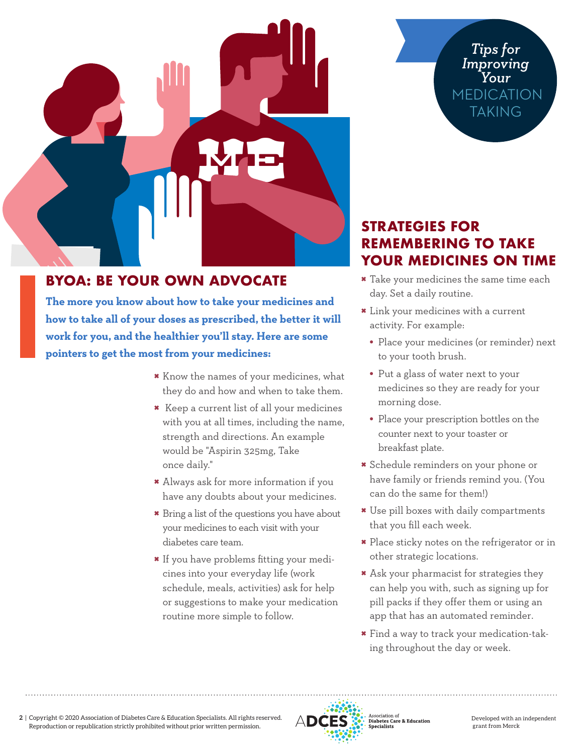*Tips for Improving Your* MEDICATION TAKING

## BYOA: BE YOUR OWN ADVOCATE

**The more you know about how to take your medicines and how to take all of your doses as prescribed, the better it will work for you, and the healthier you'll stay. Here are some pointers to get the most from your medicines:**

- Know the names of your medicines, what they do and how and when to take them.
- Keep a current list of all your medicines with you at all times, including the name, strength and directions. An example would be "Aspirin 325mg, Take once daily."
- Always ask for more information if you have any doubts about your medicines.
- Bring a list of the questions you have about your medicines to each visit with your diabetes care team.
- If you have problems fitting your medicines into your everyday life (work schedule, meals, activities) ask for help or suggestions to make your medication routine more simple to follow.

## STRATEGIES FOR REMEMBERING TO TAKE YOUR MEDICINES ON TIME

- Take your medicines the same time each day. Set a daily routine.
- Link your medicines with a current activity. For example:
  - Place your medicines (or reminder) next to your tooth brush.
  - Put a glass of water next to your medicines so they are ready for your morning dose.
  - Place your prescription bottles on the counter next to your toaster or breakfast plate.
- Schedule reminders on your phone or have family or friends remind you. (You can do the same for them!)
- Use pill boxes with daily compartments that you fill each week.
- Place sticky notes on the refrigerator or in other strategic locations.
- Ask your pharmacist for strategies they can help you with, such as signing up for pill packs if they offer them or using an app that has an automated reminder.
- Find a way to track your medication-taking throughout the day or week.

Copyright © 2020 Association of Diabetes Care & Education Specialists. All rights reserved. Reproduction or republication strictly prohibited without prior written permission.

ADCES Association of Diabetes Care & Education Specialists

Developed with an independent grant from Merck